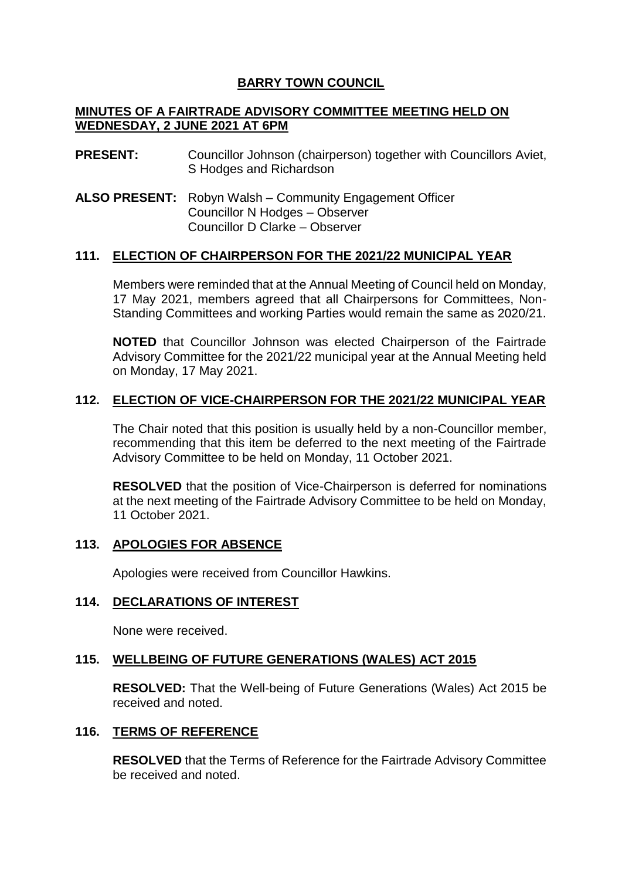# BARRY TOWN COUNCIL

## MINUTES OF A FAIRTRADE ADVISORY COMMITTEE MEETING HELD ON WEDNESDAY, 2 JUNE 2021 AT 6PM

**PRESENT:** Councillor Johnson (chairperson) together with Councillors Aviet, S Hodges and Richardson

**ALSO PRESENT:** Robyn Walsh – Community Engagement Officer
Councillor N Hodges – Observer
Councillor D Clarke – Observer

### 111. ELECTION OF CHAIRPERSON FOR THE 2021/22 MUNICIPAL YEAR

Members were reminded that at the Annual Meeting of Council held on Monday, 17 May 2021, members agreed that all Chairpersons for Committees, Non-Standing Committees and working Parties would remain the same as 2020/21.

**NOTED** that Councillor Johnson was elected Chairperson of the Fairtrade Advisory Committee for the 2021/22 municipal year at the Annual Meeting held on Monday, 17 May 2021.

### 112. ELECTION OF VICE-CHAIRPERSON FOR THE 2021/22 MUNICIPAL YEAR

The Chair noted that this position is usually held by a non-Councillor member, recommending that this item be deferred to the next meeting of the Fairtrade Advisory Committee to be held on Monday, 11 October 2021.

**RESOLVED** that the position of Vice-Chairperson is deferred for nominations at the next meeting of the Fairtrade Advisory Committee to be held on Monday, 11 October 2021.

### 113. APOLOGIES FOR ABSENCE

Apologies were received from Councillor Hawkins.

### 114. DECLARATIONS OF INTEREST

None were received.

### 115. WELLBEING OF FUTURE GENERATIONS (WALES) ACT 2015

**RESOLVED:** That the Well-being of Future Generations (Wales) Act 2015 be received and noted.

### 116. TERMS OF REFERENCE

**RESOLVED** that the Terms of Reference for the Fairtrade Advisory Committee be received and noted.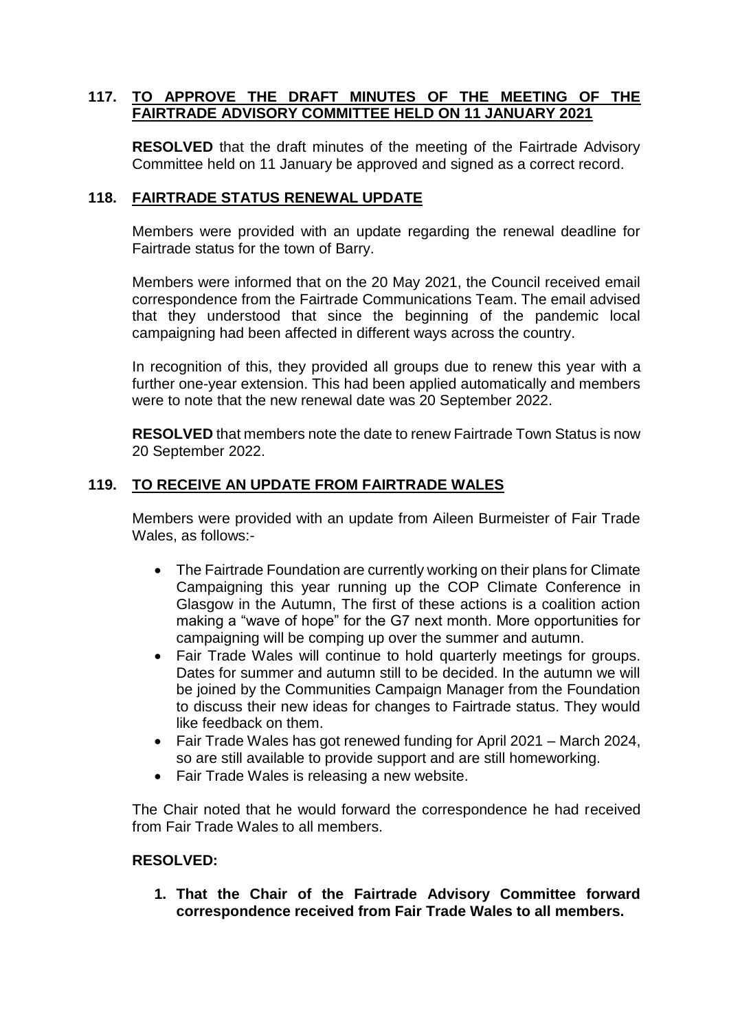## 117. TO APPROVE THE DRAFT MINUTES OF THE MEETING OF THE FAIRTRADE ADVISORY COMMITTEE HELD ON 11 JANUARY 2021

**RESOLVED** that the draft minutes of the meeting of the Fairtrade Advisory Committee held on 11 January be approved and signed as a correct record.

## 118. FAIRTRADE STATUS RENEWAL UPDATE

Members were provided with an update regarding the renewal deadline for Fairtrade status for the town of Barry.

Members were informed that on the 20 May 2021, the Council received email correspondence from the Fairtrade Communications Team. The email advised that they understood that since the beginning of the pandemic local campaigning had been affected in different ways across the country.

In recognition of this, they provided all groups due to renew this year with a further one-year extension. This had been applied automatically and members were to note that the new renewal date was 20 September 2022.

**RESOLVED** that members note the date to renew Fairtrade Town Status is now 20 September 2022.

## 119. TO RECEIVE AN UPDATE FROM FAIRTRADE WALES

Members were provided with an update from Aileen Burmeister of Fair Trade Wales, as follows:-

- The Fairtrade Foundation are currently working on their plans for Climate Campaigning this year running up the COP Climate Conference in Glasgow in the Autumn, The first of these actions is a coalition action making a "wave of hope" for the G7 next month. More opportunities for campaigning will be comping up over the summer and autumn.
- Fair Trade Wales will continue to hold quarterly meetings for groups. Dates for summer and autumn still to be decided. In the autumn we will be joined by the Communities Campaign Manager from the Foundation to discuss their new ideas for changes to Fairtrade status. They would like feedback on them.
- Fair Trade Wales has got renewed funding for April 2021 – March 2024, so are still available to provide support and are still homeworking.
- Fair Trade Wales is releasing a new website.

The Chair noted that he would forward the correspondence he had received from Fair Trade Wales to all members.

**RESOLVED:**

1. **That the Chair of the Fairtrade Advisory Committee forward correspondence received from Fair Trade Wales to all members.**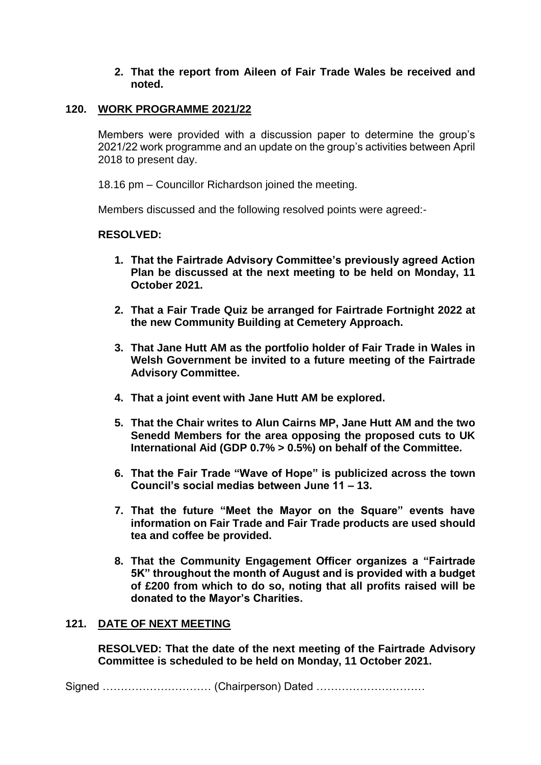**2. That the report from Aileen of Fair Trade Wales be received and noted.**

## 120. WORK PROGRAMME 2021/22

Members were provided with a discussion paper to determine the group's 2021/22 work programme and an update on the group's activities between April 2018 to present day.

18.16 pm – Councillor Richardson joined the meeting.

Members discussed and the following resolved points were agreed:-

**RESOLVED:**

1. **That the Fairtrade Advisory Committee's previously agreed Action Plan be discussed at the next meeting to be held on Monday, 11 October 2021.**
2. **That a Fair Trade Quiz be arranged for Fairtrade Fortnight 2022 at the new Community Building at Cemetery Approach.**
3. **That Jane Hutt AM as the portfolio holder of Fair Trade in Wales in Welsh Government be invited to a future meeting of the Fairtrade Advisory Committee.**
4. **That a joint event with Jane Hutt AM be explored.**
5. **That the Chair writes to Alun Cairns MP, Jane Hutt AM and the two Senedd Members for the area opposing the proposed cuts to UK International Aid (GDP 0.7% > 0.5%) on behalf of the Committee.**
6. **That the Fair Trade "Wave of Hope" is publicized across the town Council's social medias between June 11 – 13.**
7. **That the future "Meet the Mayor on the Square" events have information on Fair Trade and Fair Trade products are used should tea and coffee be provided.**
8. **That the Community Engagement Officer organizes a "Fairtrade 5K" throughout the month of August and is provided with a budget of £200 from which to do so, noting that all profits raised will be donated to the Mayor's Charities.**

## 121. DATE OF NEXT MEETING

**RESOLVED: That the date of the next meeting of the Fairtrade Advisory Committee is scheduled to be held on Monday, 11 October 2021.**

Signed ………………………… (Chairperson) Dated …………………………